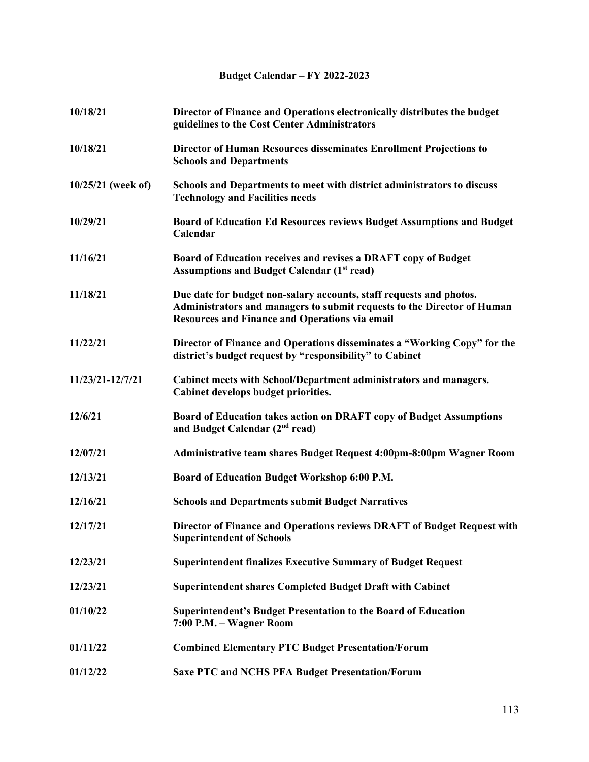# Budget Calendar – FY 2022-2023

| | |
|---|---|
| **10/18/21** | **Director of Finance and Operations electronically distributes the budget guidelines to the Cost Center Administrators** |
| **10/18/21** | **Director of Human Resources disseminates Enrollment Projections to Schools and Departments** |
| **10/25/21 (week of)** | **Schools and Departments to meet with district administrators to discuss Technology and Facilities needs** |
| **10/29/21** | **Board of Education Ed Resources reviews Budget Assumptions and Budget Calendar** |
| **11/16/21** | **Board of Education receives and revises a DRAFT copy of Budget Assumptions and Budget Calendar (1st read)** |
| **11/18/21** | **Due date for budget non-salary accounts, staff requests and photos. Administrators and managers to submit requests to the Director of Human Resources and Finance and Operations via email** |
| **11/22/21** | **Director of Finance and Operations disseminates a "Working Copy" for the district's budget request by "responsibility" to Cabinet** |
| **11/23/21-12/7/21** | **Cabinet meets with School/Department administrators and managers. Cabinet develops budget priorities.** |
| **12/6/21** | **Board of Education takes action on DRAFT copy of Budget Assumptions and Budget Calendar (2nd read)** |
| **12/07/21** | **Administrative team shares Budget Request 4:00pm-8:00pm Wagner Room** |
| **12/13/21** | **Board of Education Budget Workshop 6:00 P.M.** |
| **12/16/21** | **Schools and Departments submit Budget Narratives** |
| **12/17/21** | **Director of Finance and Operations reviews DRAFT of Budget Request with Superintendent of Schools** |
| **12/23/21** | **Superintendent finalizes Executive Summary of Budget Request** |
| **12/23/21** | **Superintendent shares Completed Budget Draft with Cabinet** |
| **01/10/22** | **Superintendent's Budget Presentation to the Board of Education 7:00 P.M. – Wagner Room** |
| **01/11/22** | **Combined Elementary PTC Budget Presentation/Forum** |
| **01/12/22** | **Saxe PTC and NCHS PFA Budget Presentation/Forum** |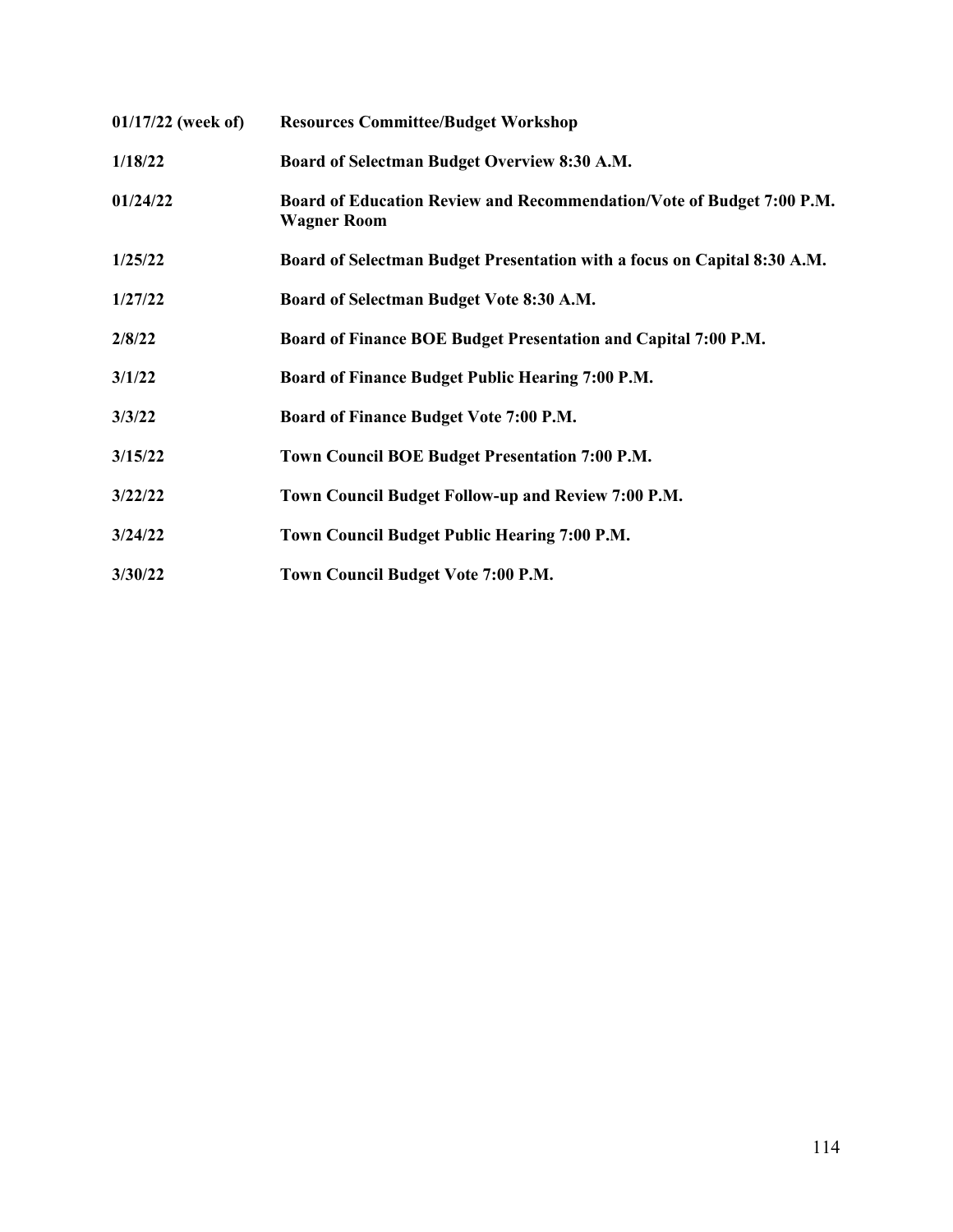| | |
|---|---|
| **01/17/22 (week of)** | **Resources Committee/Budget Workshop** |
| **1/18/22** | **Board of Selectman Budget Overview 8:30 A.M.** |
| **01/24/22** | **Board of Education Review and Recommendation/Vote of Budget 7:00 P.M. Wagner Room** |
| **1/25/22** | **Board of Selectman Budget Presentation with a focus on Capital 8:30 A.M.** |
| **1/27/22** | **Board of Selectman Budget Vote 8:30 A.M.** |
| **2/8/22** | **Board of Finance BOE Budget Presentation and Capital 7:00 P.M.** |
| **3/1/22** | **Board of Finance Budget Public Hearing 7:00 P.M.** |
| **3/3/22** | **Board of Finance Budget Vote 7:00 P.M.** |
| **3/15/22** | **Town Council BOE Budget Presentation 7:00 P.M.** |
| **3/22/22** | **Town Council Budget Follow-up and Review 7:00 P.M.** |
| **3/24/22** | **Town Council Budget Public Hearing 7:00 P.M.** |
| **3/30/22** | **Town Council Budget Vote 7:00 P.M.** |